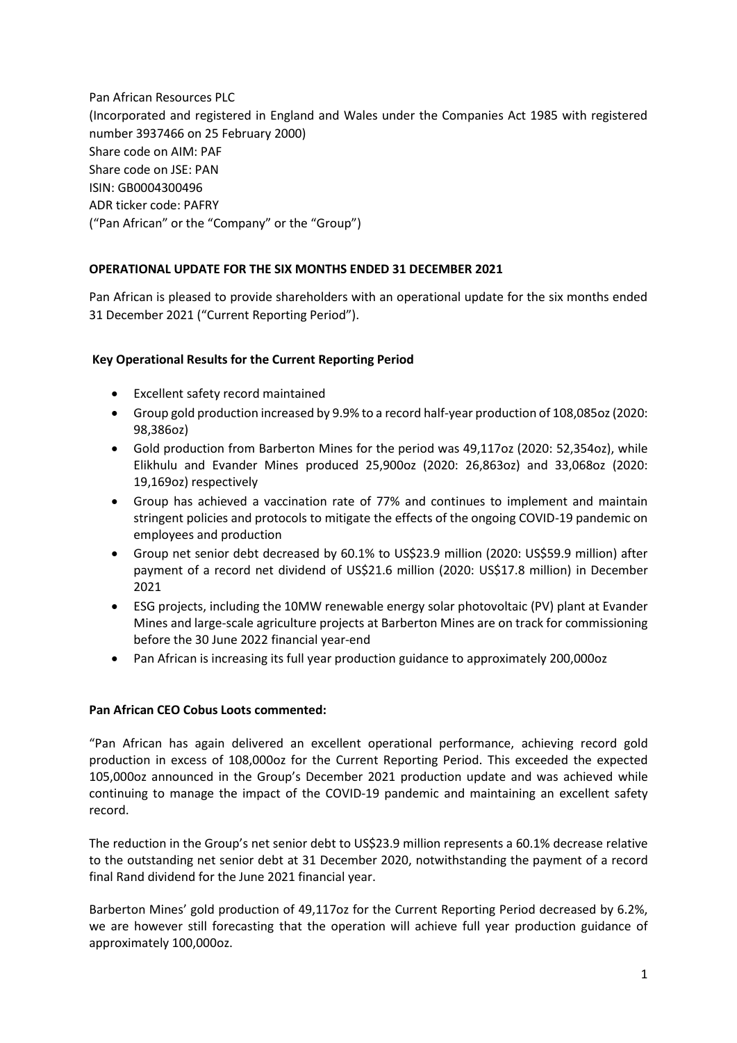Pan African Resources PLC
(Incorporated and registered in England and Wales under the Companies Act 1985 with registered number 3937466 on 25 February 2000)
Share code on AIM: PAF
Share code on JSE: PAN
ISIN: GB0004300496
ADR ticker code: PAFRY
("Pan African" or the "Company" or the "Group")

**OPERATIONAL UPDATE FOR THE SIX MONTHS ENDED 31 DECEMBER 2021**

Pan African is pleased to provide shareholders with an operational update for the six months ended 31 December 2021 ("Current Reporting Period").

**Key Operational Results for the Current Reporting Period**

- Excellent safety record maintained
- Group gold production increased by 9.9% to a record half-year production of 108,085oz (2020: 98,386oz)
- Gold production from Barberton Mines for the period was 49,117oz (2020: 52,354oz), while Elikhulu and Evander Mines produced 25,900oz (2020: 26,863oz) and 33,068oz (2020: 19,169oz) respectively
- Group has achieved a vaccination rate of 77% and continues to implement and maintain stringent policies and protocols to mitigate the effects of the ongoing COVID-19 pandemic on employees and production
- Group net senior debt decreased by 60.1% to US$23.9 million (2020: US$59.9 million) after payment of a record net dividend of US$21.6 million (2020: US$17.8 million) in December 2021
- ESG projects, including the 10MW renewable energy solar photovoltaic (PV) plant at Evander Mines and large-scale agriculture projects at Barberton Mines are on track for commissioning before the 30 June 2022 financial year-end
- Pan African is increasing its full year production guidance to approximately 200,000oz

**Pan African CEO Cobus Loots commented:**

"Pan African has again delivered an excellent operational performance, achieving record gold production in excess of 108,000oz for the Current Reporting Period. This exceeded the expected 105,000oz announced in the Group's December 2021 production update and was achieved while continuing to manage the impact of the COVID-19 pandemic and maintaining an excellent safety record.

The reduction in the Group's net senior debt to US$23.9 million represents a 60.1% decrease relative to the outstanding net senior debt at 31 December 2020, notwithstanding the payment of a record final Rand dividend for the June 2021 financial year.

Barberton Mines' gold production of 49,117oz for the Current Reporting Period decreased by 6.2%, we are however still forecasting that the operation will achieve full year production guidance of approximately 100,000oz.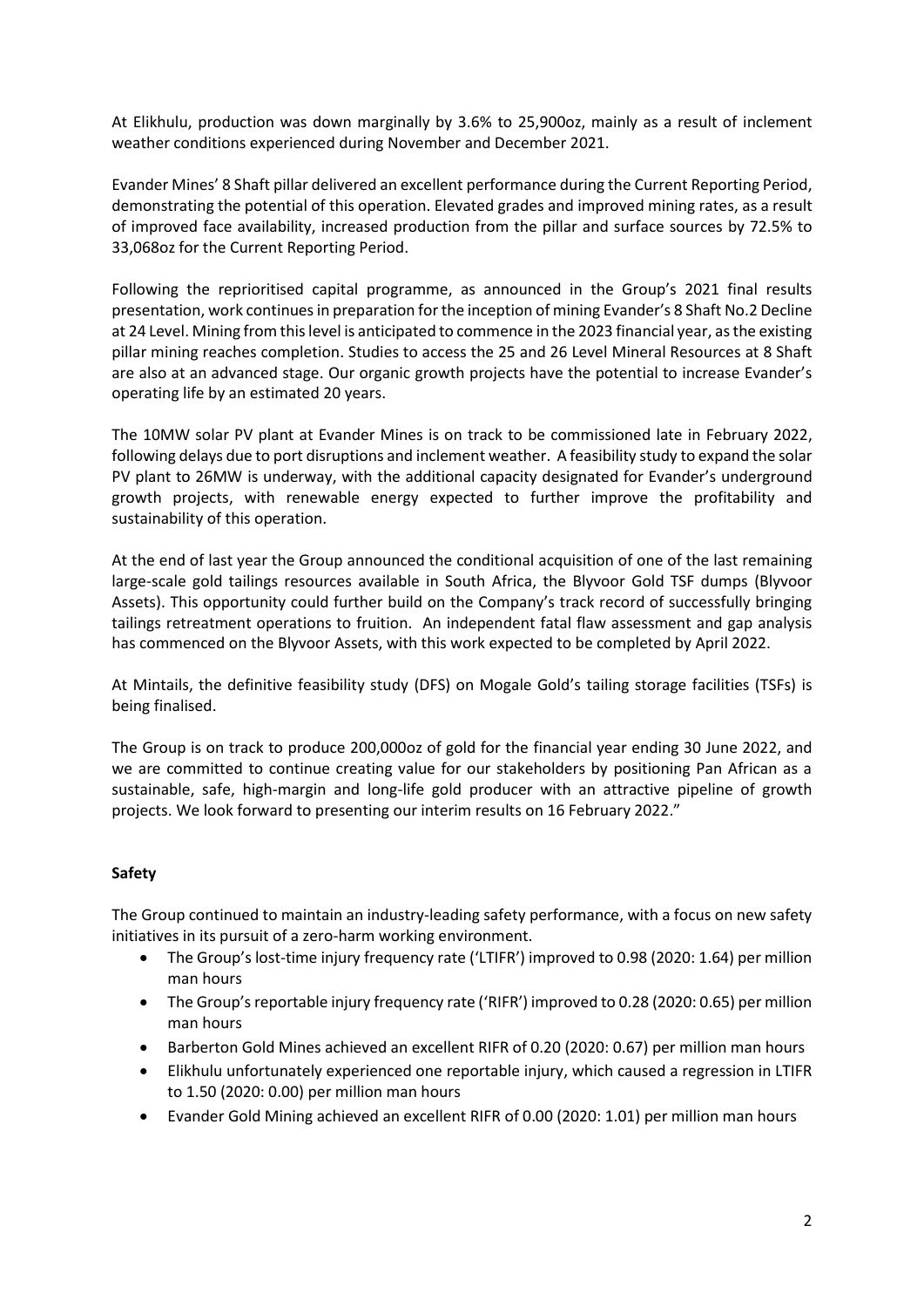At Elikhulu, production was down marginally by 3.6% to 25,900oz, mainly as a result of inclement weather conditions experienced during November and December 2021.

Evander Mines' 8 Shaft pillar delivered an excellent performance during the Current Reporting Period, demonstrating the potential of this operation. Elevated grades and improved mining rates, as a result of improved face availability, increased production from the pillar and surface sources by 72.5% to 33,068oz for the Current Reporting Period.

Following the reprioritised capital programme, as announced in the Group's 2021 final results presentation, work continues in preparation for the inception of mining Evander's 8 Shaft No.2 Decline at 24 Level. Mining from this level is anticipated to commence in the 2023 financial year, as the existing pillar mining reaches completion. Studies to access the 25 and 26 Level Mineral Resources at 8 Shaft are also at an advanced stage. Our organic growth projects have the potential to increase Evander's operating life by an estimated 20 years.

The 10MW solar PV plant at Evander Mines is on track to be commissioned late in February 2022, following delays due to port disruptions and inclement weather. A feasibility study to expand the solar PV plant to 26MW is underway, with the additional capacity designated for Evander's underground growth projects, with renewable energy expected to further improve the profitability and sustainability of this operation.

At the end of last year the Group announced the conditional acquisition of one of the last remaining large-scale gold tailings resources available in South Africa, the Blyvoor Gold TSF dumps (Blyvoor Assets). This opportunity could further build on the Company's track record of successfully bringing tailings retreatment operations to fruition. An independent fatal flaw assessment and gap analysis has commenced on the Blyvoor Assets, with this work expected to be completed by April 2022.

At Mintails, the definitive feasibility study (DFS) on Mogale Gold's tailing storage facilities (TSFs) is being finalised.

The Group is on track to produce 200,000oz of gold for the financial year ending 30 June 2022, and we are committed to continue creating value for our stakeholders by positioning Pan African as a sustainable, safe, high-margin and long-life gold producer with an attractive pipeline of growth projects. We look forward to presenting our interim results on 16 February 2022."

**Safety**

The Group continued to maintain an industry-leading safety performance, with a focus on new safety initiatives in its pursuit of a zero-harm working environment.

- The Group's lost-time injury frequency rate ('LTIFR') improved to 0.98 (2020: 1.64) per million man hours
- The Group's reportable injury frequency rate ('RIFR') improved to 0.28 (2020: 0.65) per million man hours
- Barberton Gold Mines achieved an excellent RIFR of 0.20 (2020: 0.67) per million man hours
- Elikhulu unfortunately experienced one reportable injury, which caused a regression in LTIFR to 1.50 (2020: 0.00) per million man hours
- Evander Gold Mining achieved an excellent RIFR of 0.00 (2020: 1.01) per million man hours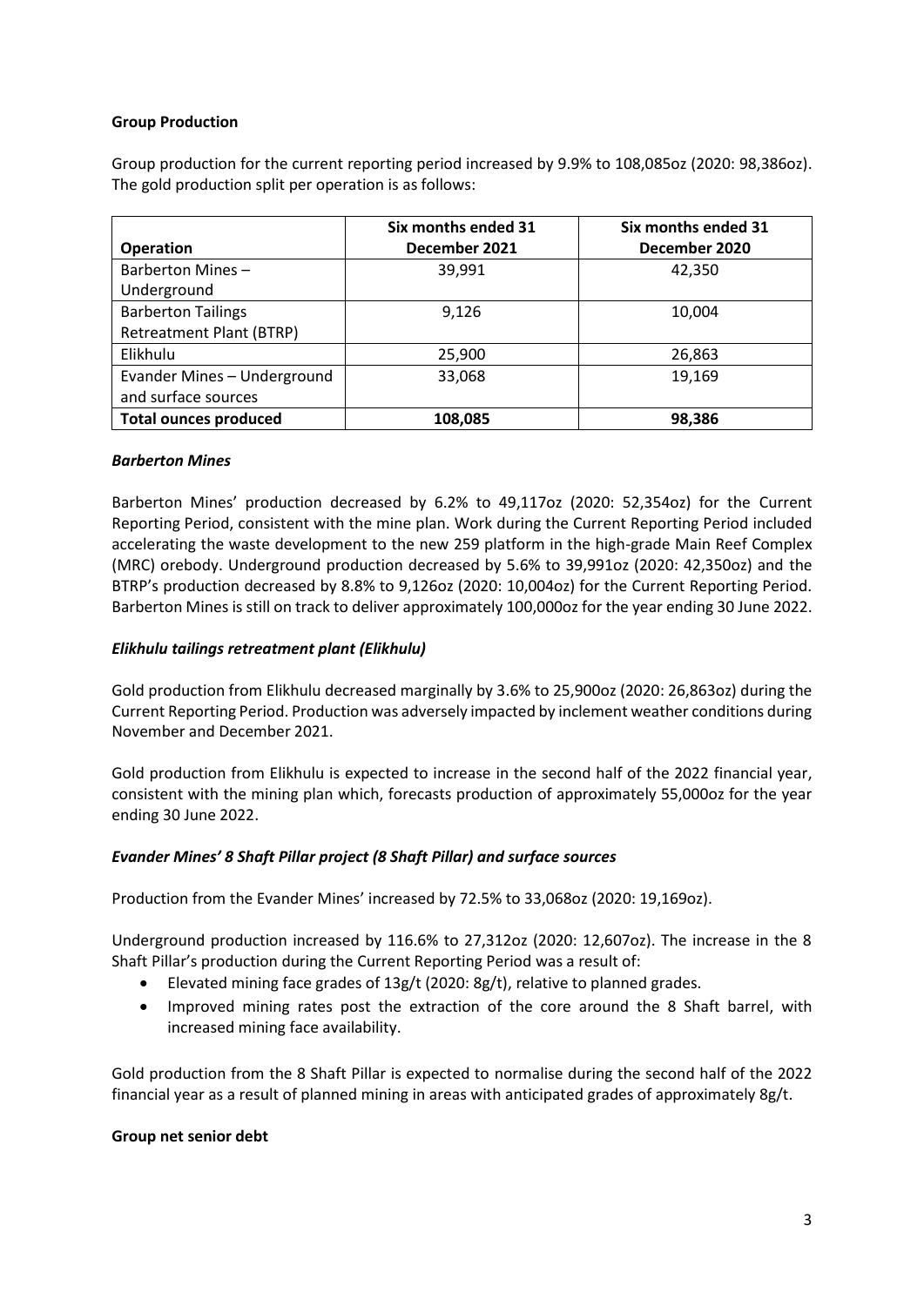**Group Production**

Group production for the current reporting period increased by 9.9% to 108,085oz (2020: 98,386oz). The gold production split per operation is as follows:

| Operation | Six months ended 31 December 2021 | Six months ended 31 December 2020 |
|---|---|---|
| Barberton Mines – Underground | 39,991 | 42,350 |
| Barberton Tailings Retreatment Plant (BTRP) | 9,126 | 10,004 |
| Elikhulu | 25,900 | 26,863 |
| Evander Mines – Underground and surface sources | 33,068 | 19,169 |
| **Total ounces produced** | **108,085** | **98,386** |

***Barberton Mines***

Barberton Mines' production decreased by 6.2% to 49,117oz (2020: 52,354oz) for the Current Reporting Period, consistent with the mine plan. Work during the Current Reporting Period included accelerating the waste development to the new 259 platform in the high-grade Main Reef Complex (MRC) orebody. Underground production decreased by 5.6% to 39,991oz (2020: 42,350oz) and the BTRP's production decreased by 8.8% to 9,126oz (2020: 10,004oz) for the Current Reporting Period. Barberton Mines is still on track to deliver approximately 100,000oz for the year ending 30 June 2022.

***Elikhulu tailings retreatment plant (Elikhulu)***

Gold production from Elikhulu decreased marginally by 3.6% to 25,900oz (2020: 26,863oz) during the Current Reporting Period. Production was adversely impacted by inclement weather conditions during November and December 2021.

Gold production from Elikhulu is expected to increase in the second half of the 2022 financial year, consistent with the mining plan which, forecasts production of approximately 55,000oz for the year ending 30 June 2022.

***Evander Mines' 8 Shaft Pillar project (8 Shaft Pillar) and surface sources***

Production from the Evander Mines' increased by 72.5% to 33,068oz (2020: 19,169oz).

Underground production increased by 116.6% to 27,312oz (2020: 12,607oz). The increase in the 8 Shaft Pillar's production during the Current Reporting Period was a result of:

- Elevated mining face grades of 13g/t (2020: 8g/t), relative to planned grades.
- Improved mining rates post the extraction of the core around the 8 Shaft barrel, with increased mining face availability.

Gold production from the 8 Shaft Pillar is expected to normalise during the second half of the 2022 financial year as a result of planned mining in areas with anticipated grades of approximately 8g/t.

**Group net senior debt**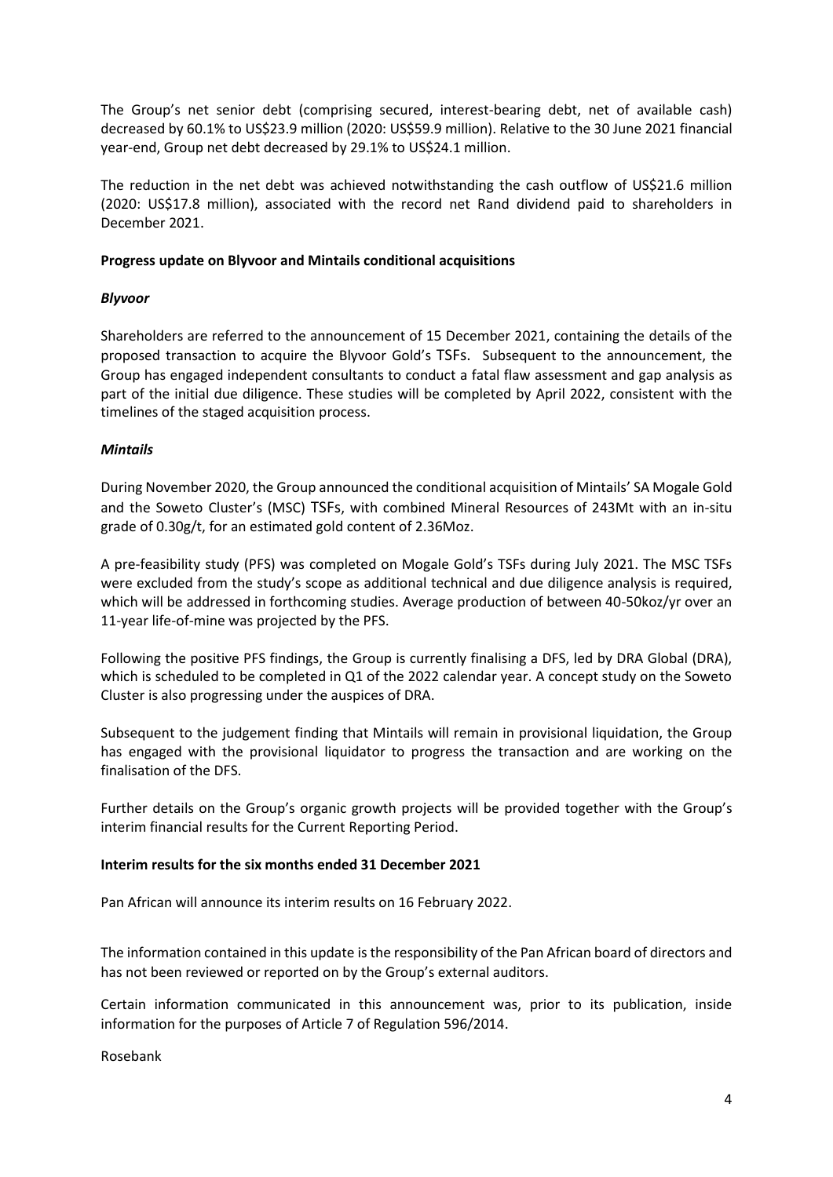The Group's net senior debt (comprising secured, interest-bearing debt, net of available cash) decreased by 60.1% to US$23.9 million (2020: US$59.9 million). Relative to the 30 June 2021 financial year-end, Group net debt decreased by 29.1% to US$24.1 million.

The reduction in the net debt was achieved notwithstanding the cash outflow of US$21.6 million (2020: US$17.8 million), associated with the record net Rand dividend paid to shareholders in December 2021.

**Progress update on Blyvoor and Mintails conditional acquisitions**

***Blyvoor***

Shareholders are referred to the announcement of 15 December 2021, containing the details of the proposed transaction to acquire the Blyvoor Gold's TSFs. Subsequent to the announcement, the Group has engaged independent consultants to conduct a fatal flaw assessment and gap analysis as part of the initial due diligence. These studies will be completed by April 2022, consistent with the timelines of the staged acquisition process.

***Mintails***

During November 2020, the Group announced the conditional acquisition of Mintails' SA Mogale Gold and the Soweto Cluster's (MSC) TSFs, with combined Mineral Resources of 243Mt with an in-situ grade of 0.30g/t, for an estimated gold content of 2.36Moz.

A pre-feasibility study (PFS) was completed on Mogale Gold's TSFs during July 2021. The MSC TSFs were excluded from the study's scope as additional technical and due diligence analysis is required, which will be addressed in forthcoming studies. Average production of between 40-50koz/yr over an 11-year life-of-mine was projected by the PFS.

Following the positive PFS findings, the Group is currently finalising a DFS, led by DRA Global (DRA), which is scheduled to be completed in Q1 of the 2022 calendar year. A concept study on the Soweto Cluster is also progressing under the auspices of DRA.

Subsequent to the judgement finding that Mintails will remain in provisional liquidation, the Group has engaged with the provisional liquidator to progress the transaction and are working on the finalisation of the DFS.

Further details on the Group's organic growth projects will be provided together with the Group's interim financial results for the Current Reporting Period.

**Interim results for the six months ended 31 December 2021**

Pan African will announce its interim results on 16 February 2022.

The information contained in this update is the responsibility of the Pan African board of directors and has not been reviewed or reported on by the Group's external auditors.

Certain information communicated in this announcement was, prior to its publication, inside information for the purposes of Article 7 of Regulation 596/2014.

Rosebank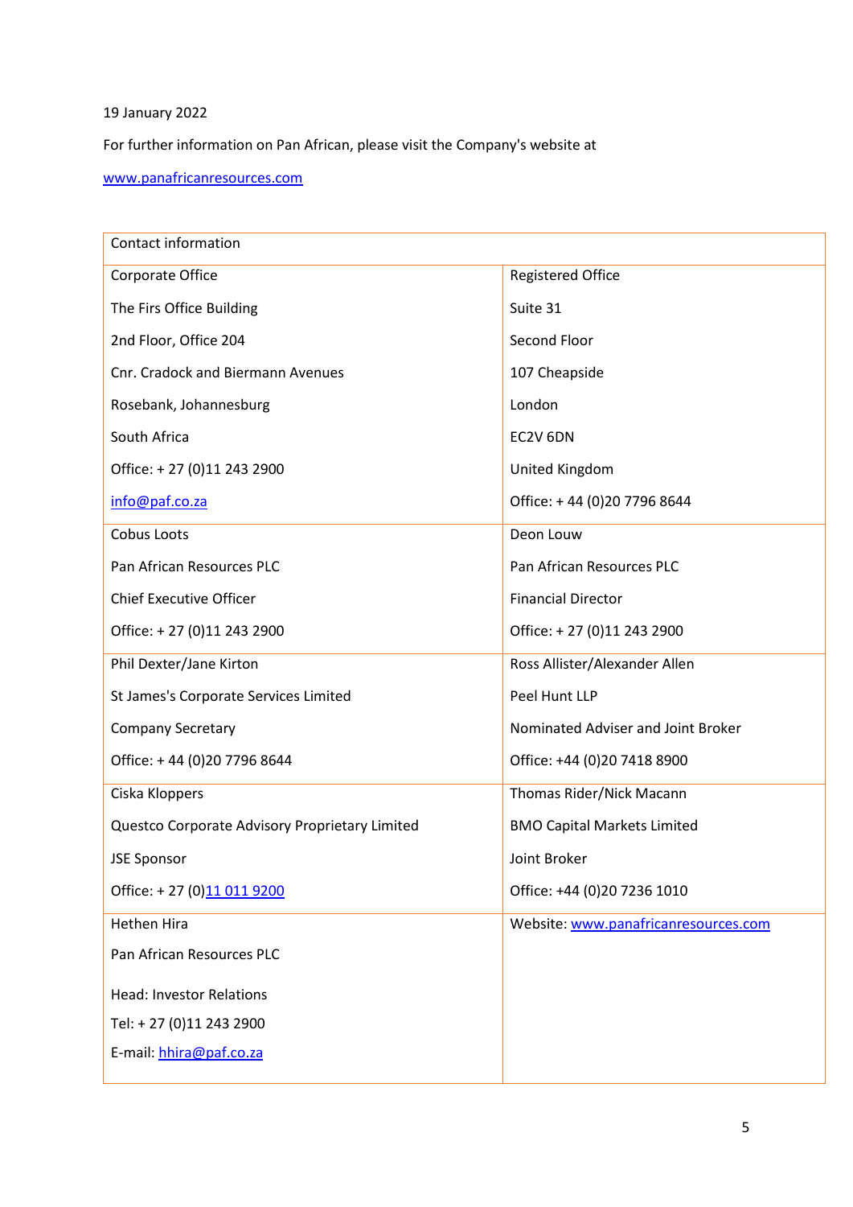19 January 2022

For further information on Pan African, please visit the Company's website at

www.panafricanresources.com

| Contact information | |
|---|---|
| Corporate Office<br>The Firs Office Building<br>2nd Floor, Office 204<br>Cnr. Cradock and Biermann Avenues<br>Rosebank, Johannesburg<br>South Africa<br>Office: + 27 (0)11 243 2900<br>info@paf.co.za | Registered Office<br>Suite 31<br>Second Floor<br>107 Cheapside<br>London<br>EC2V 6DN<br>United Kingdom<br>Office: + 44 (0)20 7796 8644 |
| Cobus Loots<br>Pan African Resources PLC<br>Chief Executive Officer<br>Office: + 27 (0)11 243 2900 | Deon Louw<br>Pan African Resources PLC<br>Financial Director<br>Office: + 27 (0)11 243 2900 |
| Phil Dexter/Jane Kirton<br>St James's Corporate Services Limited<br>Company Secretary<br>Office: + 44 (0)20 7796 8644 | Ross Allister/Alexander Allen<br>Peel Hunt LLP<br>Nominated Adviser and Joint Broker<br>Office: +44 (0)20 7418 8900 |
| Ciska Kloppers<br>Questco Corporate Advisory Proprietary Limited<br>JSE Sponsor<br>Office: + 27 (0)11 011 9200 | Thomas Rider/Nick Macann<br>BMO Capital Markets Limited<br>Joint Broker<br>Office: +44 (0)20 7236 1010 |
| Hethen Hira<br>Pan African Resources PLC<br>Head: Investor Relations<br>Tel: + 27 (0)11 243 2900<br>E-mail: hhira@paf.co.za | Website: www.panafricanresources.com |